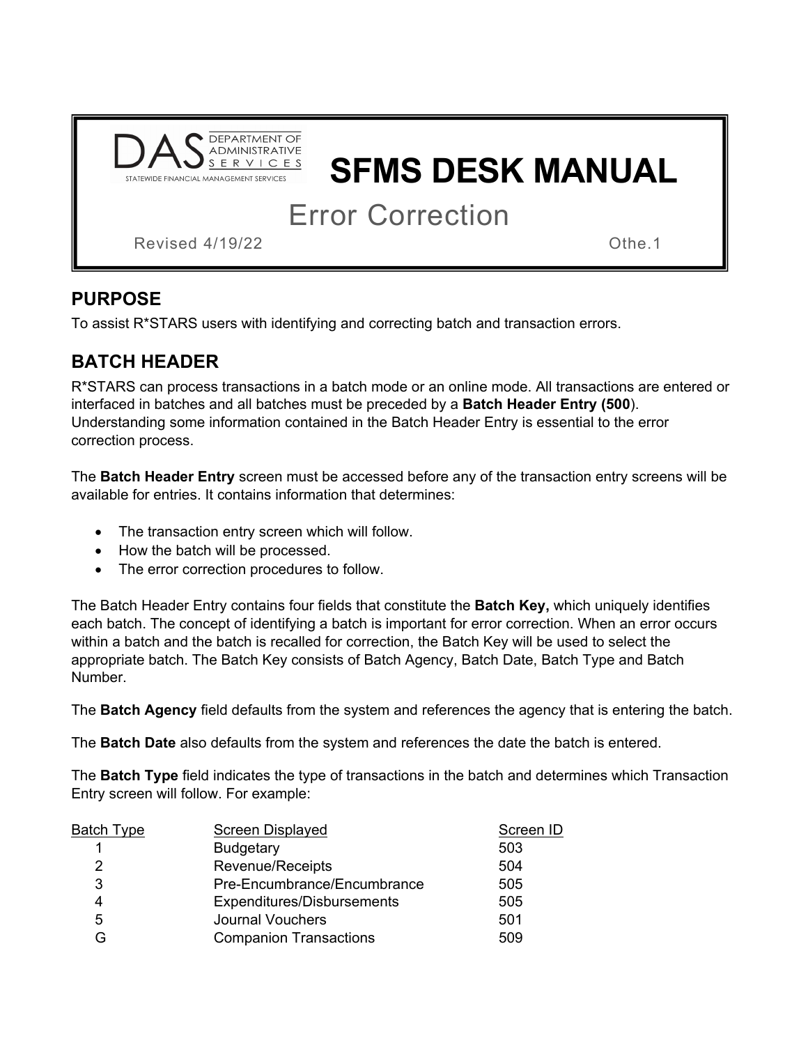DAS DEPARTMENT OF ADMINISTRATIVE SERVICES
STATEWIDE FINANCIAL MANAGEMENT SERVICES

# SFMS DESK MANUAL

## Error Correction

Revised 4/19/22 Othe.1

## PURPOSE

To assist R*STARS users with identifying and correcting batch and transaction errors.

## BATCH HEADER

R*STARS can process transactions in a batch mode or an online mode. All transactions are entered or interfaced in batches and all batches must be preceded by a **Batch Header Entry (500**). Understanding some information contained in the Batch Header Entry is essential to the error correction process.

The **Batch Header Entry** screen must be accessed before any of the transaction entry screens will be available for entries. It contains information that determines:

- The transaction entry screen which will follow.
- How the batch will be processed.
- The error correction procedures to follow.

The Batch Header Entry contains four fields that constitute the **Batch Key,** which uniquely identifies each batch. The concept of identifying a batch is important for error correction. When an error occurs within a batch and the batch is recalled for correction, the Batch Key will be used to select the appropriate batch. The Batch Key consists of Batch Agency, Batch Date, Batch Type and Batch Number.

The **Batch Agency** field defaults from the system and references the agency that is entering the batch.

The **Batch Date** also defaults from the system and references the date the batch is entered.

The **Batch Type** field indicates the type of transactions in the batch and determines which Transaction Entry screen will follow. For example:

| Batch Type | Screen Displayed | Screen ID |
|---|---|---|
| 1 | Budgetary | 503 |
| 2 | Revenue/Receipts | 504 |
| 3 | Pre-Encumbrance/Encumbrance | 505 |
| 4 | Expenditures/Disbursements | 505 |
| 5 | Journal Vouchers | 501 |
| G | Companion Transactions | 509 |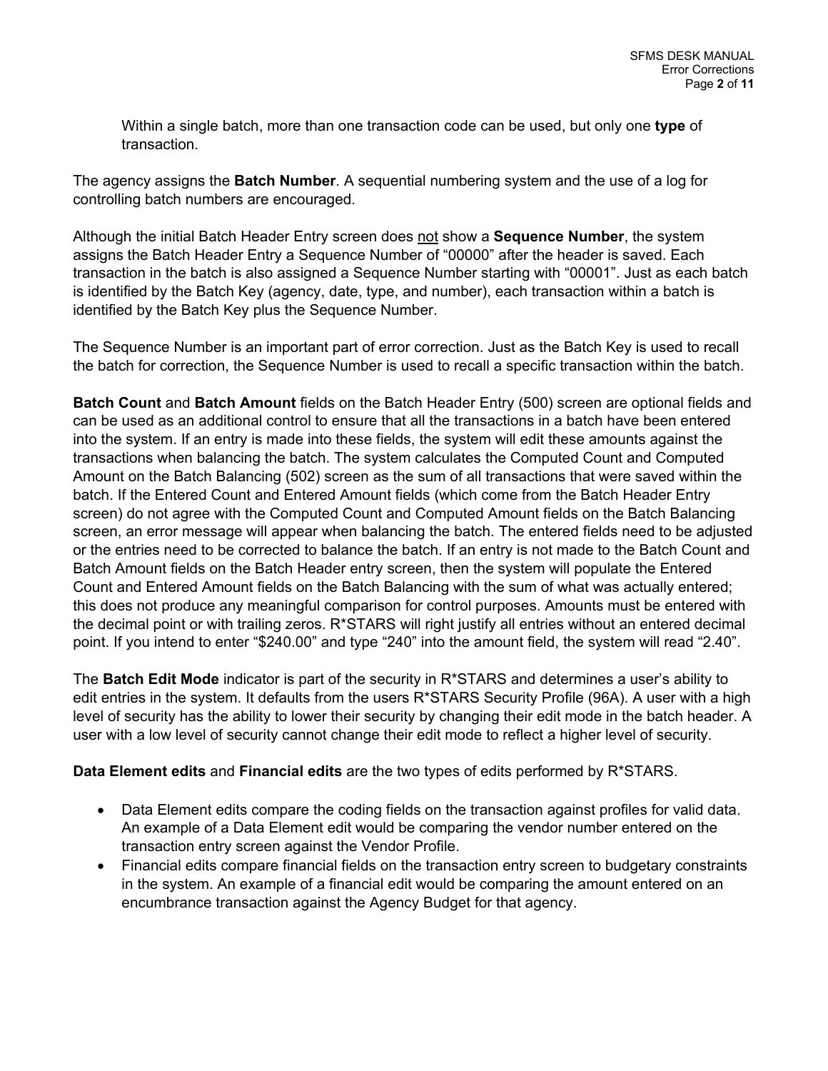Within a single batch, more than one transaction code can be used, but only one **type** of transaction.

The agency assigns the **Batch Number**. A sequential numbering system and the use of a log for controlling batch numbers are encouraged.

Although the initial Batch Header Entry screen does not show a **Sequence Number**, the system assigns the Batch Header Entry a Sequence Number of “00000” after the header is saved. Each transaction in the batch is also assigned a Sequence Number starting with “00001”. Just as each batch is identified by the Batch Key (agency, date, type, and number), each transaction within a batch is identified by the Batch Key plus the Sequence Number.

The Sequence Number is an important part of error correction. Just as the Batch Key is used to recall the batch for correction, the Sequence Number is used to recall a specific transaction within the batch.

**Batch Count** and **Batch Amount** fields on the Batch Header Entry (500) screen are optional fields and can be used as an additional control to ensure that all the transactions in a batch have been entered into the system. If an entry is made into these fields, the system will edit these amounts against the transactions when balancing the batch. The system calculates the Computed Count and Computed Amount on the Batch Balancing (502) screen as the sum of all transactions that were saved within the batch. If the Entered Count and Entered Amount fields (which come from the Batch Header Entry screen) do not agree with the Computed Count and Computed Amount fields on the Batch Balancing screen, an error message will appear when balancing the batch. The entered fields need to be adjusted or the entries need to be corrected to balance the batch. If an entry is not made to the Batch Count and Batch Amount fields on the Batch Header entry screen, then the system will populate the Entered Count and Entered Amount fields on the Batch Balancing with the sum of what was actually entered; this does not produce any meaningful comparison for control purposes. Amounts must be entered with the decimal point or with trailing zeros. R*STARS will right justify all entries without an entered decimal point. If you intend to enter “$240.00” and type “240” into the amount field, the system will read “2.40”.

The **Batch Edit Mode** indicator is part of the security in R*STARS and determines a user’s ability to edit entries in the system. It defaults from the users R*STARS Security Profile (96A). A user with a high level of security has the ability to lower their security by changing their edit mode in the batch header. A user with a low level of security cannot change their edit mode to reflect a higher level of security.

**Data Element edits** and **Financial edits** are the two types of edits performed by R*STARS.

- Data Element edits compare the coding fields on the transaction against profiles for valid data. An example of a Data Element edit would be comparing the vendor number entered on the transaction entry screen against the Vendor Profile.
- Financial edits compare financial fields on the transaction entry screen to budgetary constraints in the system. An example of a financial edit would be comparing the amount entered on an encumbrance transaction against the Agency Budget for that agency.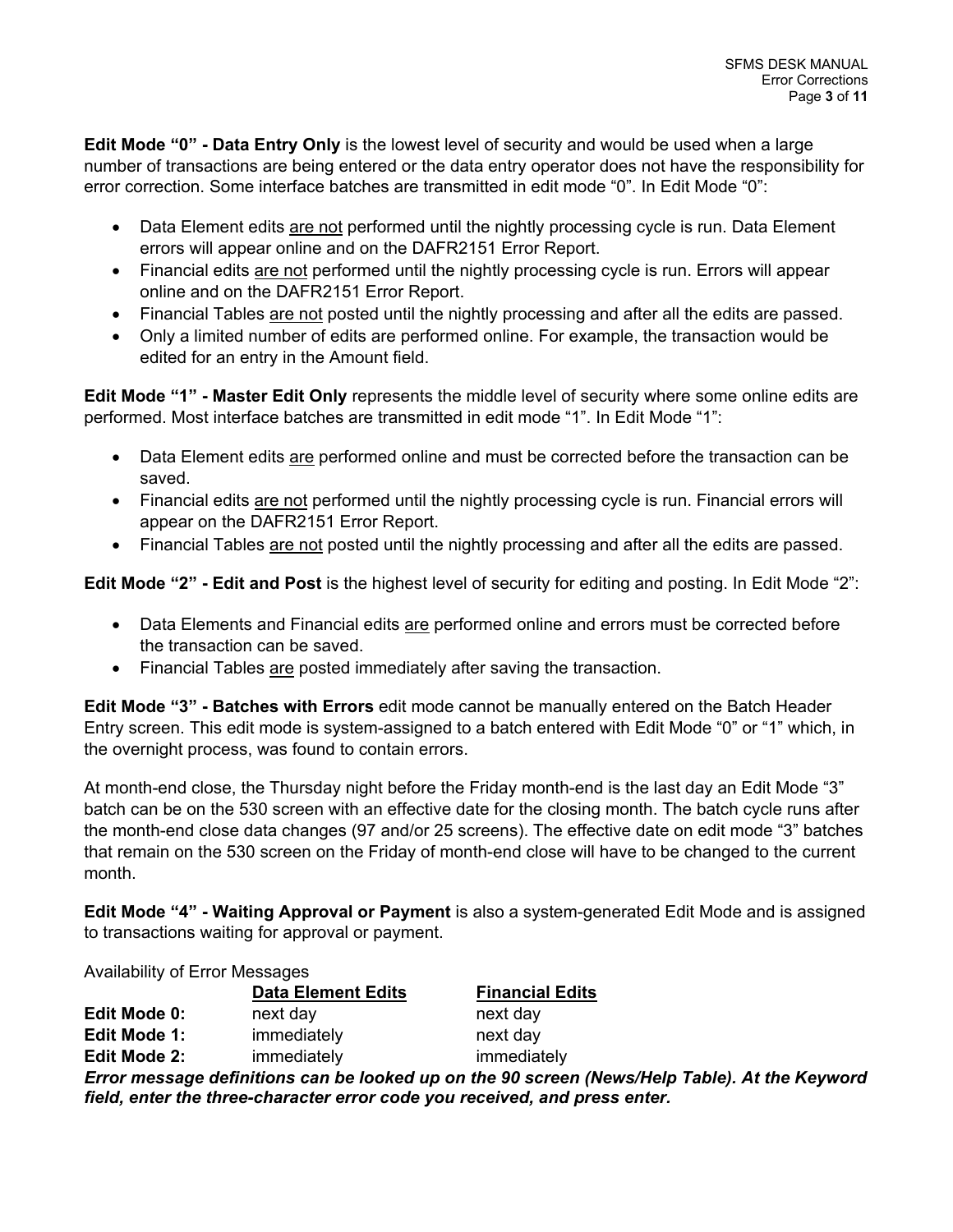**Edit Mode "0" - Data Entry Only** is the lowest level of security and would be used when a large number of transactions are being entered or the data entry operator does not have the responsibility for error correction. Some interface batches are transmitted in edit mode "0". In Edit Mode "0":

- Data Element edits <u>are not</u> performed until the nightly processing cycle is run. Data Element errors will appear online and on the DAFR2151 Error Report.
- Financial edits <u>are not</u> performed until the nightly processing cycle is run. Errors will appear online and on the DAFR2151 Error Report.
- Financial Tables <u>are not</u> posted until the nightly processing and after all the edits are passed.
- Only a limited number of edits are performed online. For example, the transaction would be edited for an entry in the Amount field.

**Edit Mode "1" - Master Edit Only** represents the middle level of security where some online edits are performed. Most interface batches are transmitted in edit mode "1". In Edit Mode "1":

- Data Element edits <u>are</u> performed online and must be corrected before the transaction can be saved.
- Financial edits <u>are not</u> performed until the nightly processing cycle is run. Financial errors will appear on the DAFR2151 Error Report.
- Financial Tables <u>are not</u> posted until the nightly processing and after all the edits are passed.

**Edit Mode "2" - Edit and Post** is the highest level of security for editing and posting. In Edit Mode "2":

- Data Elements and Financial edits <u>are</u> performed online and errors must be corrected before the transaction can be saved.
- Financial Tables <u>are</u> posted immediately after saving the transaction.

**Edit Mode "3" - Batches with Errors** edit mode cannot be manually entered on the Batch Header Entry screen. This edit mode is system-assigned to a batch entered with Edit Mode "0" or "1" which, in the overnight process, was found to contain errors.

At month-end close, the Thursday night before the Friday month-end is the last day an Edit Mode "3" batch can be on the 530 screen with an effective date for the closing month. The batch cycle runs after the month-end close data changes (97 and/or 25 screens). The effective date on edit mode "3" batches that remain on the 530 screen on the Friday of month-end close will have to be changed to the current month.

**Edit Mode "4" - Waiting Approval or Payment** is also a system-generated Edit Mode and is assigned to transactions waiting for approval or payment.

Availability of Error Messages

| | **Data Element Edits** | **Financial Edits** |
|---|---|---|
| **Edit Mode 0:** | next day | next day |
| **Edit Mode 1:** | immediately | next day |
| **Edit Mode 2:** | immediately | immediately |

***Error message definitions can be looked up on the 90 screen (News/Help Table). At the Keyword field, enter the three-character error code you received, and press enter.***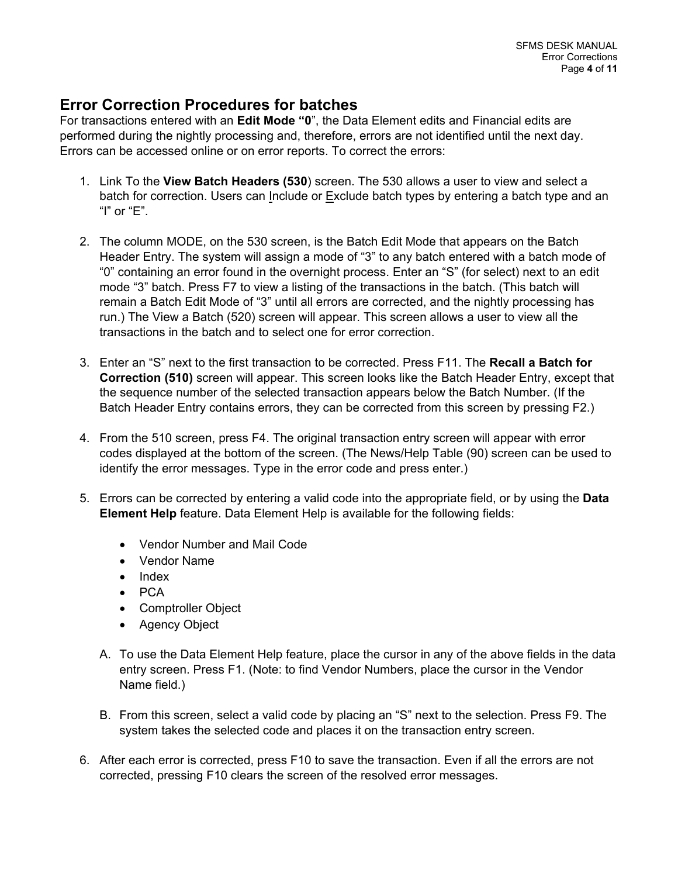## Error Correction Procedures for batches

For transactions entered with an **Edit Mode "0**", the Data Element edits and Financial edits are performed during the nightly processing and, therefore, errors are not identified until the next day. Errors can be accessed online or on error reports. To correct the errors:

1. Link To the **View Batch Headers (530**) screen. The 530 allows a user to view and select a batch for correction. Users can Include or Exclude batch types by entering a batch type and an "I" or "E".

2. The column MODE, on the 530 screen, is the Batch Edit Mode that appears on the Batch Header Entry. The system will assign a mode of "3" to any batch entered with a batch mode of "0" containing an error found in the overnight process. Enter an "S" (for select) next to an edit mode "3" batch. Press F7 to view a listing of the transactions in the batch. (This batch will remain a Batch Edit Mode of "3" until all errors are corrected, and the nightly processing has run.) The View a Batch (520) screen will appear. This screen allows a user to view all the transactions in the batch and to select one for error correction.

3. Enter an "S" next to the first transaction to be corrected. Press F11. The **Recall a Batch for Correction (510)** screen will appear. This screen looks like the Batch Header Entry, except that the sequence number of the selected transaction appears below the Batch Number. (If the Batch Header Entry contains errors, they can be corrected from this screen by pressing F2.)

4. From the 510 screen, press F4. The original transaction entry screen will appear with error codes displayed at the bottom of the screen. (The News/Help Table (90) screen can be used to identify the error messages. Type in the error code and press enter.)

5. Errors can be corrected by entering a valid code into the appropriate field, or by using the **Data Element Help** feature. Data Element Help is available for the following fields:

   - Vendor Number and Mail Code
   - Vendor Name
   - Index
   - PCA
   - Comptroller Object
   - Agency Object

   A. To use the Data Element Help feature, place the cursor in any of the above fields in the data entry screen. Press F1. (Note: to find Vendor Numbers, place the cursor in the Vendor Name field.)

   B. From this screen, select a valid code by placing an "S" next to the selection. Press F9. The system takes the selected code and places it on the transaction entry screen.

6. After each error is corrected, press F10 to save the transaction. Even if all the errors are not corrected, pressing F10 clears the screen of the resolved error messages.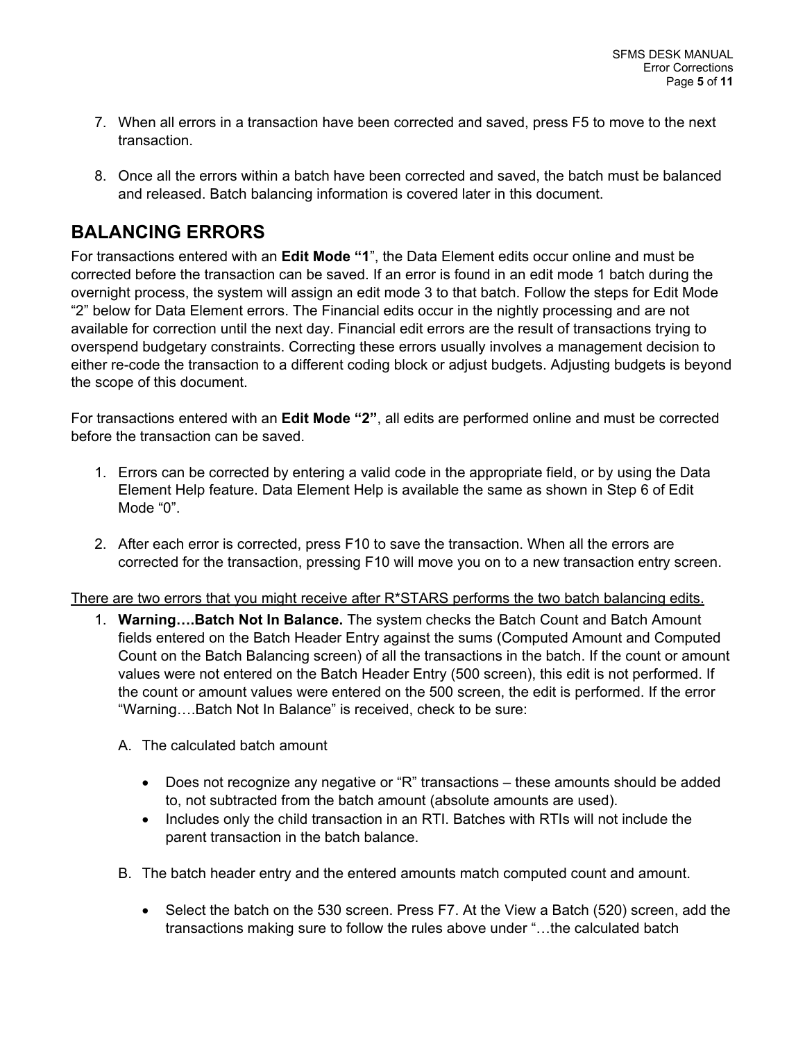7. When all errors in a transaction have been corrected and saved, press F5 to move to the next transaction.

8. Once all the errors within a batch have been corrected and saved, the batch must be balanced and released. Batch balancing information is covered later in this document.

## BALANCING ERRORS

For transactions entered with an **Edit Mode "1"**, the Data Element edits occur online and must be corrected before the transaction can be saved. If an error is found in an edit mode 1 batch during the overnight process, the system will assign an edit mode 3 to that batch. Follow the steps for Edit Mode "2" below for Data Element errors. The Financial edits occur in the nightly processing and are not available for correction until the next day. Financial edit errors are the result of transactions trying to overspend budgetary constraints. Correcting these errors usually involves a management decision to either re-code the transaction to a different coding block or adjust budgets. Adjusting budgets is beyond the scope of this document.

For transactions entered with an **Edit Mode "2"**, all edits are performed online and must be corrected before the transaction can be saved.

1. Errors can be corrected by entering a valid code in the appropriate field, or by using the Data Element Help feature. Data Element Help is available the same as shown in Step 6 of Edit Mode "0".

2. After each error is corrected, press F10 to save the transaction. When all the errors are corrected for the transaction, pressing F10 will move you on to a new transaction entry screen.

<u>There are two errors that you might receive after R*STARS performs the two batch balancing edits.</u>

1. **Warning….Batch Not In Balance.** The system checks the Batch Count and Batch Amount fields entered on the Batch Header Entry against the sums (Computed Amount and Computed Count on the Batch Balancing screen) of all the transactions in the batch. If the count or amount values were not entered on the Batch Header Entry (500 screen), this edit is not performed. If the count or amount values were entered on the 500 screen, the edit is performed. If the error "Warning….Batch Not In Balance" is received, check to be sure:

   A. The calculated batch amount

      - Does not recognize any negative or "R" transactions – these amounts should be added to, not subtracted from the batch amount (absolute amounts are used).
      - Includes only the child transaction in an RTI. Batches with RTIs will not include the parent transaction in the batch balance.

   B. The batch header entry and the entered amounts match computed count and amount.

      - Select the batch on the 530 screen. Press F7. At the View a Batch (520) screen, add the transactions making sure to follow the rules above under "…the calculated batch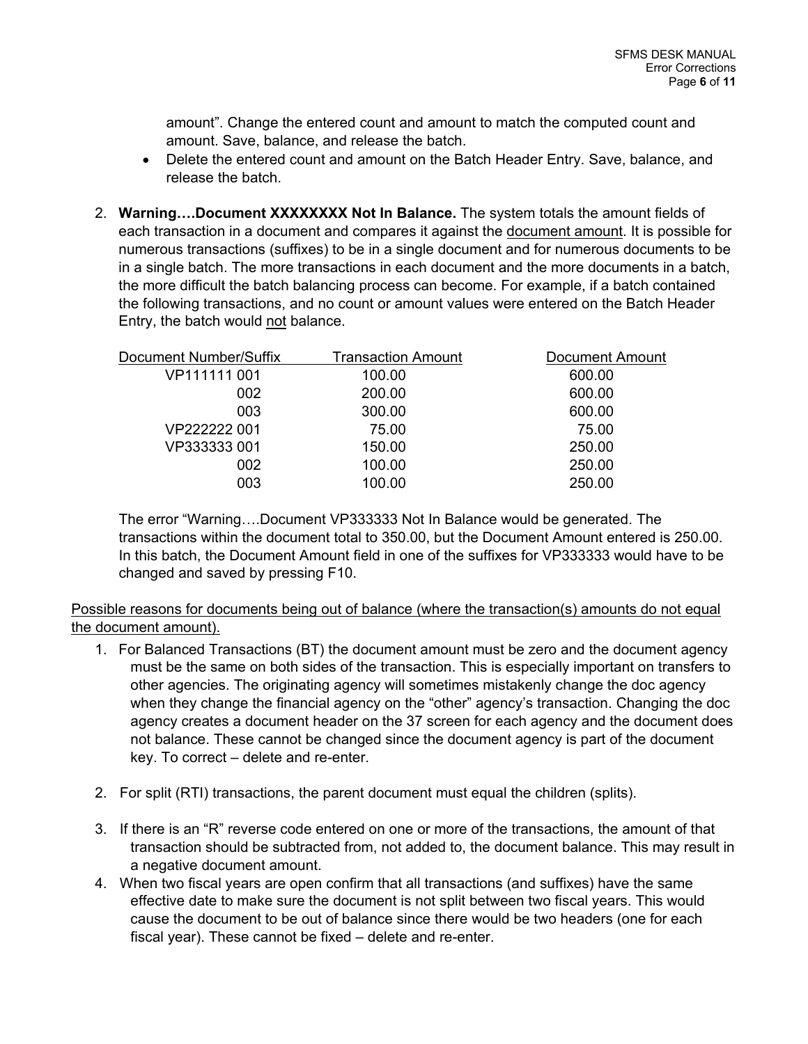amount". Change the entered count and amount to match the computed count and amount. Save, balance, and release the batch.

- Delete the entered count and amount on the Batch Header Entry. Save, balance, and release the batch.

2. **Warning….Document XXXXXXXX Not In Balance.** The system totals the amount fields of each transaction in a document and compares it against the <u>document amount</u>. It is possible for numerous transactions (suffixes) to be in a single document and for numerous documents to be in a single batch. The more transactions in each document and the more documents in a batch, the more difficult the batch balancing process can become. For example, if a batch contained the following transactions, and no count or amount values were entered on the Batch Header Entry, the batch would <u>not</u> balance.

| Document Number/Suffix | Transaction Amount | Document Amount |
|---|---|---|
| VP111111 001 | 100.00 | 600.00 |
| 002 | 200.00 | 600.00 |
| 003 | 300.00 | 600.00 |
| VP222222 001 | 75.00 | 75.00 |
| VP333333 001 | 150.00 | 250.00 |
| 002 | 100.00 | 250.00 |
| 003 | 100.00 | 250.00 |

The error "Warning….Document VP333333 Not In Balance would be generated. The transactions within the document total to 350.00, but the Document Amount entered is 250.00. In this batch, the Document Amount field in one of the suffixes for VP333333 would have to be changed and saved by pressing F10.

<u>Possible reasons for documents being out of balance (where the transaction(s) amounts do not equal the document amount).</u>

1. For Balanced Transactions (BT) the document amount must be zero and the document agency must be the same on both sides of the transaction. This is especially important on transfers to other agencies. The originating agency will sometimes mistakenly change the doc agency when they change the financial agency on the "other" agency's transaction. Changing the doc agency creates a document header on the 37 screen for each agency and the document does not balance. These cannot be changed since the document agency is part of the document key. To correct – delete and re-enter.

2. For split (RTI) transactions, the parent document must equal the children (splits).

3. If there is an "R" reverse code entered on one or more of the transactions, the amount of that transaction should be subtracted from, not added to, the document balance. This may result in a negative document amount.
4. When two fiscal years are open confirm that all transactions (and suffixes) have the same effective date to make sure the document is not split between two fiscal years. This would cause the document to be out of balance since there would be two headers (one for each fiscal year). These cannot be fixed – delete and re-enter.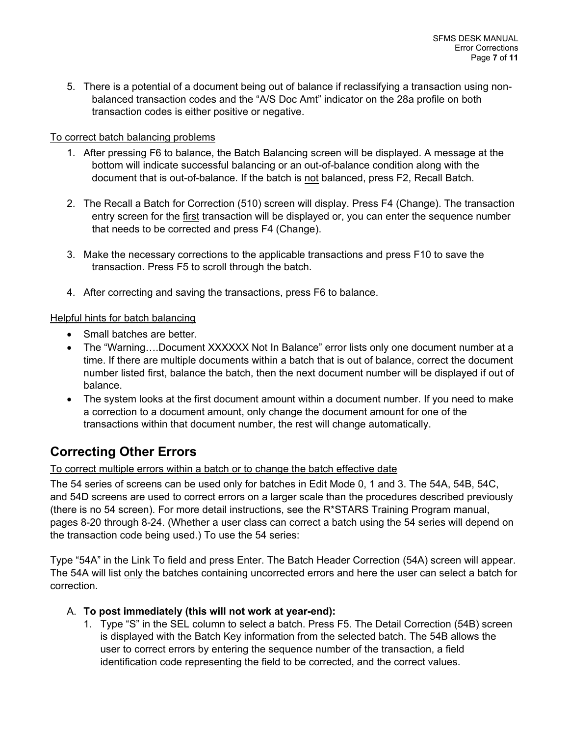5. There is a potential of a document being out of balance if reclassifying a transaction using non-balanced transaction codes and the "A/S Doc Amt" indicator on the 28a profile on both transaction codes is either positive or negative.

<u>To correct batch balancing problems</u>

1. After pressing F6 to balance, the Batch Balancing screen will be displayed. A message at the bottom will indicate successful balancing or an out-of-balance condition along with the document that is out-of-balance. If the batch is <u>not</u> balanced, press F2, Recall Batch.

2. The Recall a Batch for Correction (510) screen will display. Press F4 (Change). The transaction entry screen for the <u>first</u> transaction will be displayed or, you can enter the sequence number that needs to be corrected and press F4 (Change).

3. Make the necessary corrections to the applicable transactions and press F10 to save the transaction. Press F5 to scroll through the batch.

4. After correcting and saving the transactions, press F6 to balance.

<u>Helpful hints for batch balancing</u>

- Small batches are better.
- The "Warning….Document XXXXXX Not In Balance" error lists only one document number at a time. If there are multiple documents within a batch that is out of balance, correct the document number listed first, balance the batch, then the next document number will be displayed if out of balance.
- The system looks at the first document amount within a document number. If you need to make a correction to a document amount, only change the document amount for one of the transactions within that document number, the rest will change automatically.

## Correcting Other Errors

<u>To correct multiple errors within a batch or to change the batch effective date</u>

The 54 series of screens can be used only for batches in Edit Mode 0, 1 and 3. The 54A, 54B, 54C, and 54D screens are used to correct errors on a larger scale than the procedures described previously (there is no 54 screen). For more detail instructions, see the R*STARS Training Program manual, pages 8-20 through 8-24. (Whether a user class can correct a batch using the 54 series will depend on the transaction code being used.) To use the 54 series:

Type "54A" in the Link To field and press Enter. The Batch Header Correction (54A) screen will appear. The 54A will list <u>only</u> the batches containing uncorrected errors and here the user can select a batch for correction.

A. **To post immediately (this will not work at year-end):**

   1. Type "S" in the SEL column to select a batch. Press F5. The Detail Correction (54B) screen is displayed with the Batch Key information from the selected batch. The 54B allows the user to correct errors by entering the sequence number of the transaction, a field identification code representing the field to be corrected, and the correct values.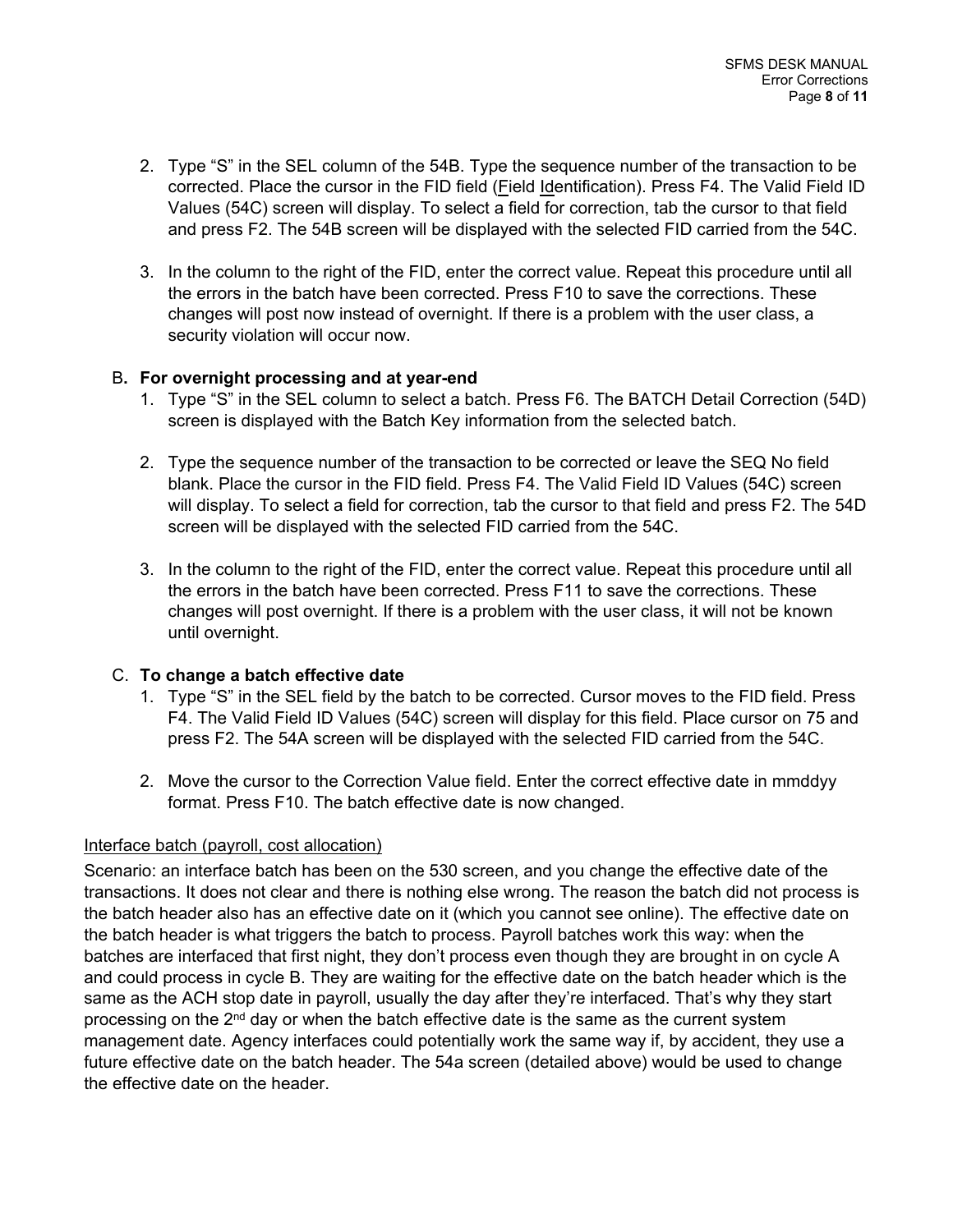2. Type "S" in the SEL column of the 54B. Type the sequence number of the transaction to be corrected. Place the cursor in the FID field (Field Identification). Press F4. The Valid Field ID Values (54C) screen will display. To select a field for correction, tab the cursor to that field and press F2. The 54B screen will be displayed with the selected FID carried from the 54C.

3. In the column to the right of the FID, enter the correct value. Repeat this procedure until all the errors in the batch have been corrected. Press F10 to save the corrections. These changes will post now instead of overnight. If there is a problem with the user class, a security violation will occur now.

B. **For overnight processing and at year-end**

1. Type "S" in the SEL column to select a batch. Press F6. The BATCH Detail Correction (54D) screen is displayed with the Batch Key information from the selected batch.

2. Type the sequence number of the transaction to be corrected or leave the SEQ No field blank. Place the cursor in the FID field. Press F4. The Valid Field ID Values (54C) screen will display. To select a field for correction, tab the cursor to that field and press F2. The 54D screen will be displayed with the selected FID carried from the 54C.

3. In the column to the right of the FID, enter the correct value. Repeat this procedure until all the errors in the batch have been corrected. Press F11 to save the corrections. These changes will post overnight. If there is a problem with the user class, it will not be known until overnight.

C. **To change a batch effective date**

1. Type "S" in the SEL field by the batch to be corrected. Cursor moves to the FID field. Press F4. The Valid Field ID Values (54C) screen will display for this field. Place cursor on 75 and press F2. The 54A screen will be displayed with the selected FID carried from the 54C.

2. Move the cursor to the Correction Value field. Enter the correct effective date in mmddyy format. Press F10. The batch effective date is now changed.

Interface batch (payroll, cost allocation)

Scenario: an interface batch has been on the 530 screen, and you change the effective date of the transactions. It does not clear and there is nothing else wrong. The reason the batch did not process is the batch header also has an effective date on it (which you cannot see online). The effective date on the batch header is what triggers the batch to process. Payroll batches work this way: when the batches are interfaced that first night, they don't process even though they are brought in on cycle A and could process in cycle B. They are waiting for the effective date on the batch header which is the same as the ACH stop date in payroll, usually the day after they're interfaced. That's why they start processing on the 2nd day or when the batch effective date is the same as the current system management date. Agency interfaces could potentially work the same way if, by accident, they use a future effective date on the batch header. The 54a screen (detailed above) would be used to change the effective date on the header.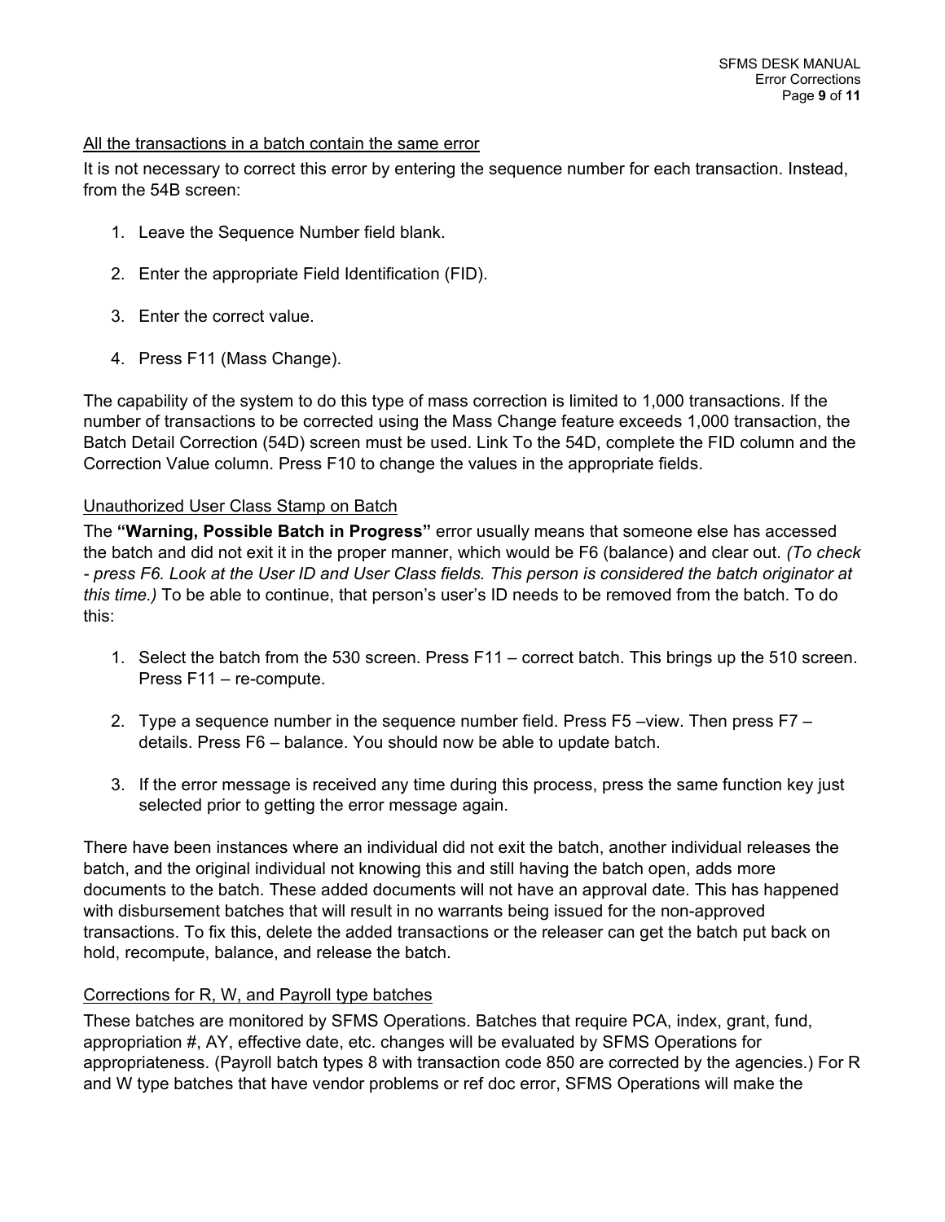<u>All the transactions in a batch contain the same error</u>

It is not necessary to correct this error by entering the sequence number for each transaction. Instead, from the 54B screen:

1. Leave the Sequence Number field blank.

2. Enter the appropriate Field Identification (FID).

3. Enter the correct value.

4. Press F11 (Mass Change).

The capability of the system to do this type of mass correction is limited to 1,000 transactions. If the number of transactions to be corrected using the Mass Change feature exceeds 1,000 transaction, the Batch Detail Correction (54D) screen must be used. Link To the 54D, complete the FID column and the Correction Value column. Press F10 to change the values in the appropriate fields.

<u>Unauthorized User Class Stamp on Batch</u>

The **"Warning, Possible Batch in Progress"** error usually means that someone else has accessed the batch and did not exit it in the proper manner, which would be F6 (balance) and clear out. *(To check - press F6. Look at the User ID and User Class fields. This person is considered the batch originator at this time.)* To be able to continue, that person's user's ID needs to be removed from the batch. To do this:

1. Select the batch from the 530 screen. Press F11 – correct batch. This brings up the 510 screen. Press F11 – re-compute.

2. Type a sequence number in the sequence number field. Press F5 –view. Then press F7 – details. Press F6 – balance. You should now be able to update batch.

3. If the error message is received any time during this process, press the same function key just selected prior to getting the error message again.

There have been instances where an individual did not exit the batch, another individual releases the batch, and the original individual not knowing this and still having the batch open, adds more documents to the batch. These added documents will not have an approval date. This has happened with disbursement batches that will result in no warrants being issued for the non-approved transactions. To fix this, delete the added transactions or the releaser can get the batch put back on hold, recompute, balance, and release the batch.

<u>Corrections for R, W, and Payroll type batches</u>

These batches are monitored by SFMS Operations. Batches that require PCA, index, grant, fund, appropriation #, AY, effective date, etc. changes will be evaluated by SFMS Operations for appropriateness. (Payroll batch types 8 with transaction code 850 are corrected by the agencies.) For R and W type batches that have vendor problems or ref doc error, SFMS Operations will make the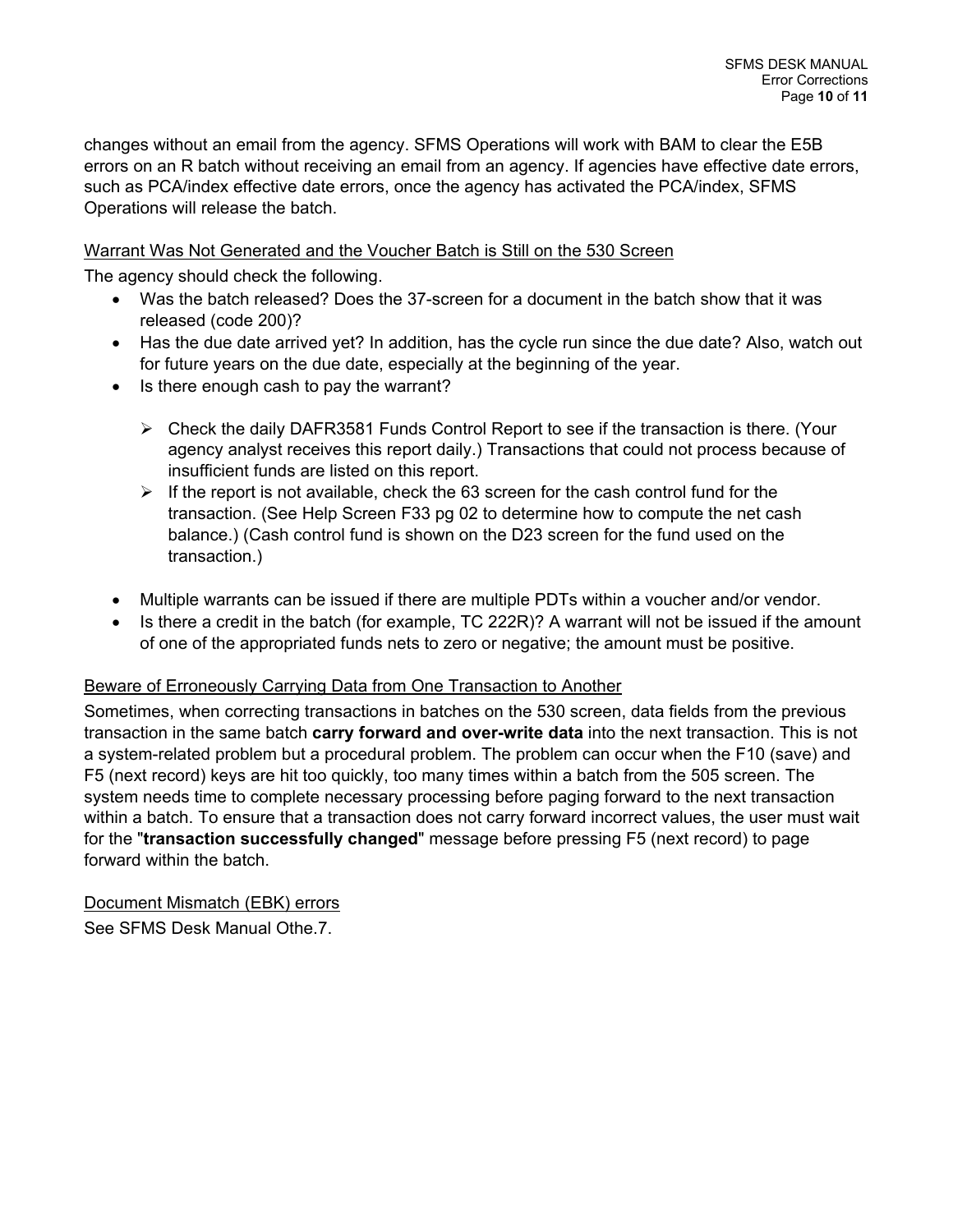changes without an email from the agency. SFMS Operations will work with BAM to clear the E5B errors on an R batch without receiving an email from an agency. If agencies have effective date errors, such as PCA/index effective date errors, once the agency has activated the PCA/index, SFMS Operations will release the batch.

Warrant Was Not Generated and the Voucher Batch is Still on the 530 Screen

The agency should check the following.

- Was the batch released? Does the 37-screen for a document in the batch show that it was released (code 200)?
- Has the due date arrived yet? In addition, has the cycle run since the due date? Also, watch out for future years on the due date, especially at the beginning of the year.
- Is there enough cash to pay the warrant?
  - Check the daily DAFR3581 Funds Control Report to see if the transaction is there. (Your agency analyst receives this report daily.) Transactions that could not process because of insufficient funds are listed on this report.
  - If the report is not available, check the 63 screen for the cash control fund for the transaction. (See Help Screen F33 pg 02 to determine how to compute the net cash balance.) (Cash control fund is shown on the D23 screen for the fund used on the transaction.)
- Multiple warrants can be issued if there are multiple PDTs within a voucher and/or vendor.
- Is there a credit in the batch (for example, TC 222R)? A warrant will not be issued if the amount of one of the appropriated funds nets to zero or negative; the amount must be positive.

Beware of Erroneously Carrying Data from One Transaction to Another

Sometimes, when correcting transactions in batches on the 530 screen, data fields from the previous transaction in the same batch **carry forward and over-write data** into the next transaction. This is not a system-related problem but a procedural problem. The problem can occur when the F10 (save) and F5 (next record) keys are hit too quickly, too many times within a batch from the 505 screen. The system needs time to complete necessary processing before paging forward to the next transaction within a batch. To ensure that a transaction does not carry forward incorrect values, the user must wait for the "**transaction successfully changed**" message before pressing F5 (next record) to page forward within the batch.

Document Mismatch (EBK) errors

See SFMS Desk Manual Othe.7.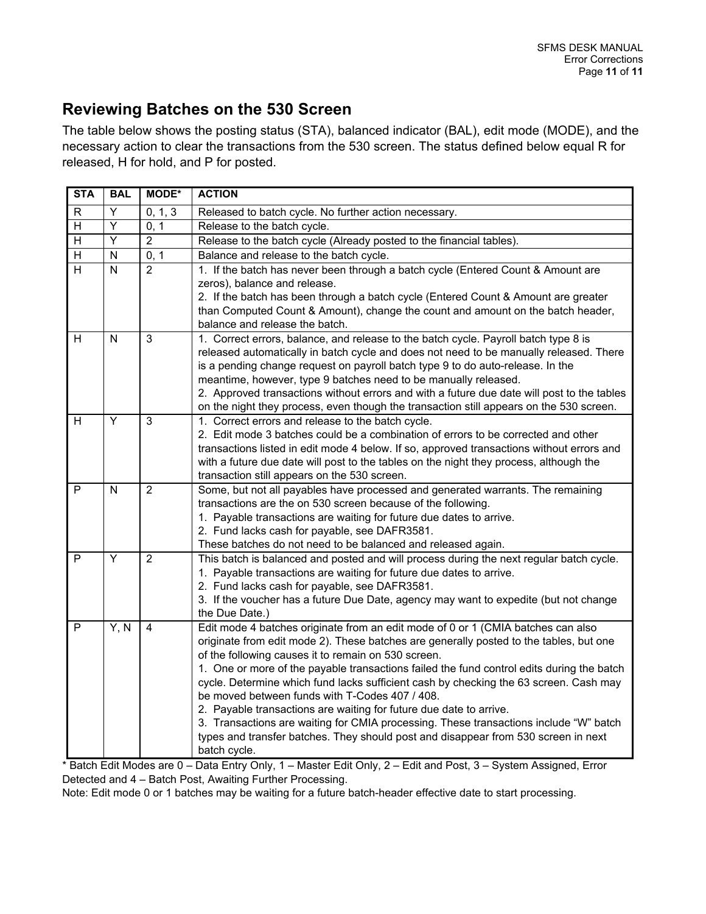## Reviewing Batches on the 530 Screen

The table below shows the posting status (STA), balanced indicator (BAL), edit mode (MODE), and the necessary action to clear the transactions from the 530 screen. The status defined below equal R for released, H for hold, and P for posted.

| STA | BAL | MODE* | ACTION |
|---|---|---|---|
| R | Y | 0, 1, 3 | Released to batch cycle. No further action necessary. |
| H | Y | 0, 1 | Release to the batch cycle. |
| H | Y | 2 | Release to the batch cycle (Already posted to the financial tables). |
| H | N | 0, 1 | Balance and release to the batch cycle. |
| H | N | 2 | 1. If the batch has never been through a batch cycle (Entered Count & Amount are zeros), balance and release.<br>2. If the batch has been through a batch cycle (Entered Count & Amount are greater than Computed Count & Amount), change the count and amount on the batch header, balance and release the batch. |
| H | N | 3 | 1. Correct errors, balance, and release to the batch cycle. Payroll batch type 8 is released automatically in batch cycle and does not need to be manually released. There is a pending change request on payroll batch type 9 to do auto-release. In the meantime, however, type 9 batches need to be manually released.<br>2. Approved transactions without errors and with a future due date will post to the tables on the night they process, even though the transaction still appears on the 530 screen. |
| H | Y | 3 | 1. Correct errors and release to the batch cycle.<br>2. Edit mode 3 batches could be a combination of errors to be corrected and other transactions listed in edit mode 4 below. If so, approved transactions without errors and with a future due date will post to the tables on the night they process, although the transaction still appears on the 530 screen. |
| P | N | 2 | Some, but not all payables have processed and generated warrants. The remaining transactions are the on 530 screen because of the following.<br>1. Payable transactions are waiting for future due dates to arrive.<br>2. Fund lacks cash for payable, see DAFR3581.<br>These batches do not need to be balanced and released again. |
| P | Y | 2 | This batch is balanced and posted and will process during the next regular batch cycle.<br>1. Payable transactions are waiting for future due dates to arrive.<br>2. Fund lacks cash for payable, see DAFR3581.<br>3. If the voucher has a future Due Date, agency may want to expedite (but not change the Due Date.) |
| P | Y, N | 4 | Edit mode 4 batches originate from an edit mode of 0 or 1 (CMIA batches can also originate from edit mode 2). These batches are generally posted to the tables, but one of the following causes it to remain on 530 screen.<br>1. One or more of the payable transactions failed the fund control edits during the batch cycle. Determine which fund lacks sufficient cash by checking the 63 screen. Cash may be moved between funds with T-Codes 407 / 408.<br>2. Payable transactions are waiting for future due date to arrive.<br>3. Transactions are waiting for CMIA processing. These transactions include "W" batch types and transfer batches. They should post and disappear from 530 screen in next batch cycle. |

* Batch Edit Modes are 0 – Data Entry Only, 1 – Master Edit Only, 2 – Edit and Post, 3 – System Assigned, Error Detected and 4 – Batch Post, Awaiting Further Processing.

Note: Edit mode 0 or 1 batches may be waiting for a future batch-header effective date to start processing.